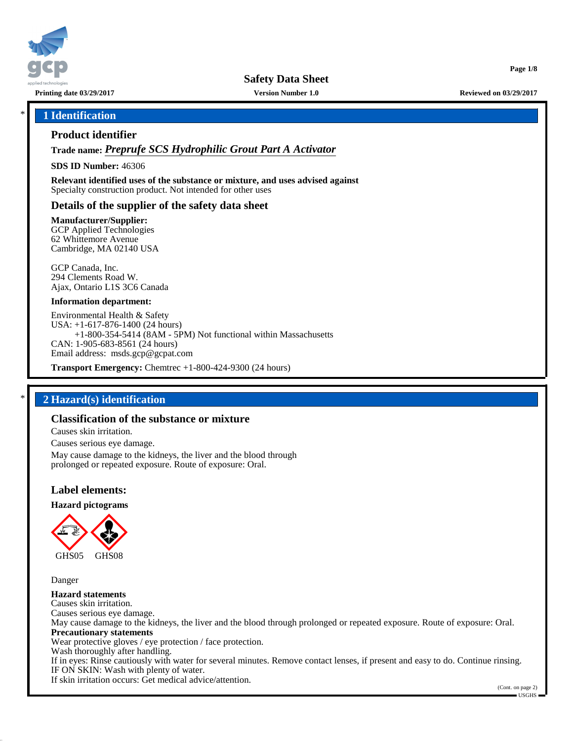# Safety Data Sheet

**Printing date 03/29/2017** **Version Number 1.0** **Reviewed on 03/29/2017**

## 1 Identification

### Product identifier

**Trade name:** ***Preprufe SCS Hydrophilic Grout Part A Activator***

**SDS ID Number:** 46306

**Relevant identified uses of the substance or mixture, and uses advised against**
Specialty construction product. Not intended for other uses

### Details of the supplier of the safety data sheet

**Manufacturer/Supplier:**
GCP Applied Technologies
62 Whittemore Avenue
Cambridge, MA 02140 USA

GCP Canada, Inc.
294 Clements Road W.
Ajax, Ontario L1S 3C6 Canada

**Information department:**

Environmental Health & Safety
USA: +1-617-876-1400 (24 hours)
+1-800-354-5414 (8AM - 5PM) Not functional within Massachusetts
CAN: 1-905-683-8561 (24 hours)
Email address: msds.gcp@gcpat.com

**Transport Emergency:** Chemtrec +1-800-424-9300 (24 hours)

## 2 Hazard(s) identification

### Classification of the substance or mixture

Causes skin irritation.

Causes serious eye damage.

May cause damage to the kidneys, the liver and the blood through prolonged or repeated exposure. Route of exposure: Oral.

### Label elements:

**Hazard pictograms**

GHS05 GHS08

Danger

**Hazard statements**
Causes skin irritation.
Causes serious eye damage.
May cause damage to the kidneys, the liver and the blood through prolonged or repeated exposure. Route of exposure: Oral.

**Precautionary statements**
Wear protective gloves / eye protection / face protection.
Wash thoroughly after handling.
If in eyes: Rinse cautiously with water for several minutes. Remove contact lenses, if present and easy to do. Continue rinsing.
IF ON SKIN: Wash with plenty of water.
If skin irritation occurs: Get medical advice/attention.

(Cont. on page 2)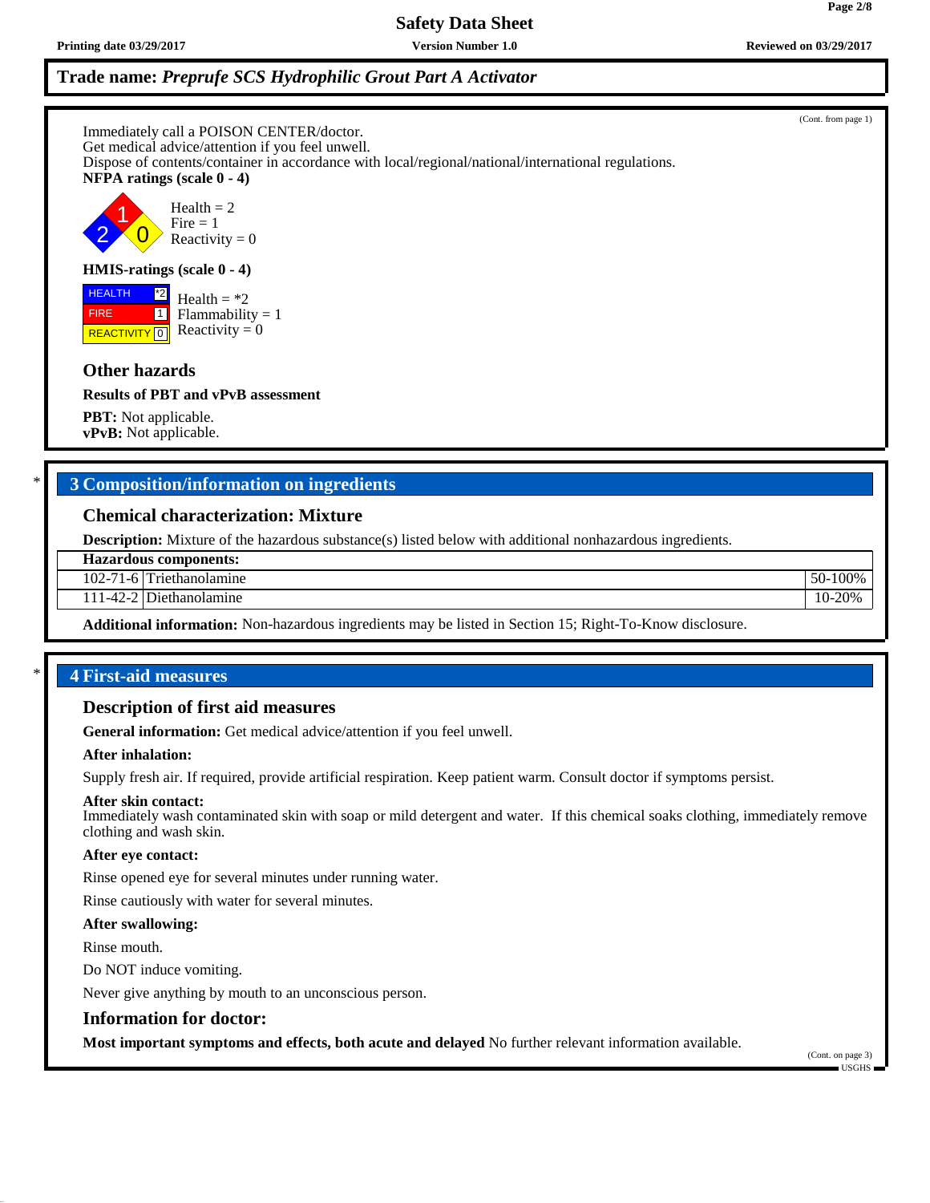Immediately call a POISON CENTER/doctor.
Get medical advice/attention if you feel unwell.
Dispose of contents/container in accordance with local/regional/national/international regulations.

**NFPA ratings (scale 0 - 4)**

Health = 2
Fire = 1
Reactivity = 0

**HMIS-ratings (scale 0 - 4)**

| | |
|---|---|
| HEALTH | *2 |
| FIRE | 1 |
| REACTIVITY | 0 |

Health = *2
Flammability = 1
Reactivity = 0

### Other hazards

**Results of PBT and vPvB assessment**

**PBT:** Not applicable.
**vPvB:** Not applicable.

## 3 Composition/information on ingredients

### Chemical characterization: Mixture

**Description:** Mixture of the hazardous substance(s) listed below with additional nonhazardous ingredients.

| Hazardous components: | | |
|---|---|---|
| 102-71-6 | Triethanolamine | 50-100% |
| 111-42-2 | Diethanolamine | 10-20% |

**Additional information:** Non-hazardous ingredients may be listed in Section 15; Right-To-Know disclosure.

## 4 First-aid measures

### Description of first aid measures

**General information:** Get medical advice/attention if you feel unwell.

**After inhalation:**

Supply fresh air. If required, provide artificial respiration. Keep patient warm. Consult doctor if symptoms persist.

**After skin contact:**
Immediately wash contaminated skin with soap or mild detergent and water. If this chemical soaks clothing, immediately remove clothing and wash skin.

**After eye contact:**

Rinse opened eye for several minutes under running water.

Rinse cautiously with water for several minutes.

**After swallowing:**

Rinse mouth.

Do NOT induce vomiting.

Never give anything by mouth to an unconscious person.

### Information for doctor:

**Most important symptoms and effects, both acute and delayed** No further relevant information available.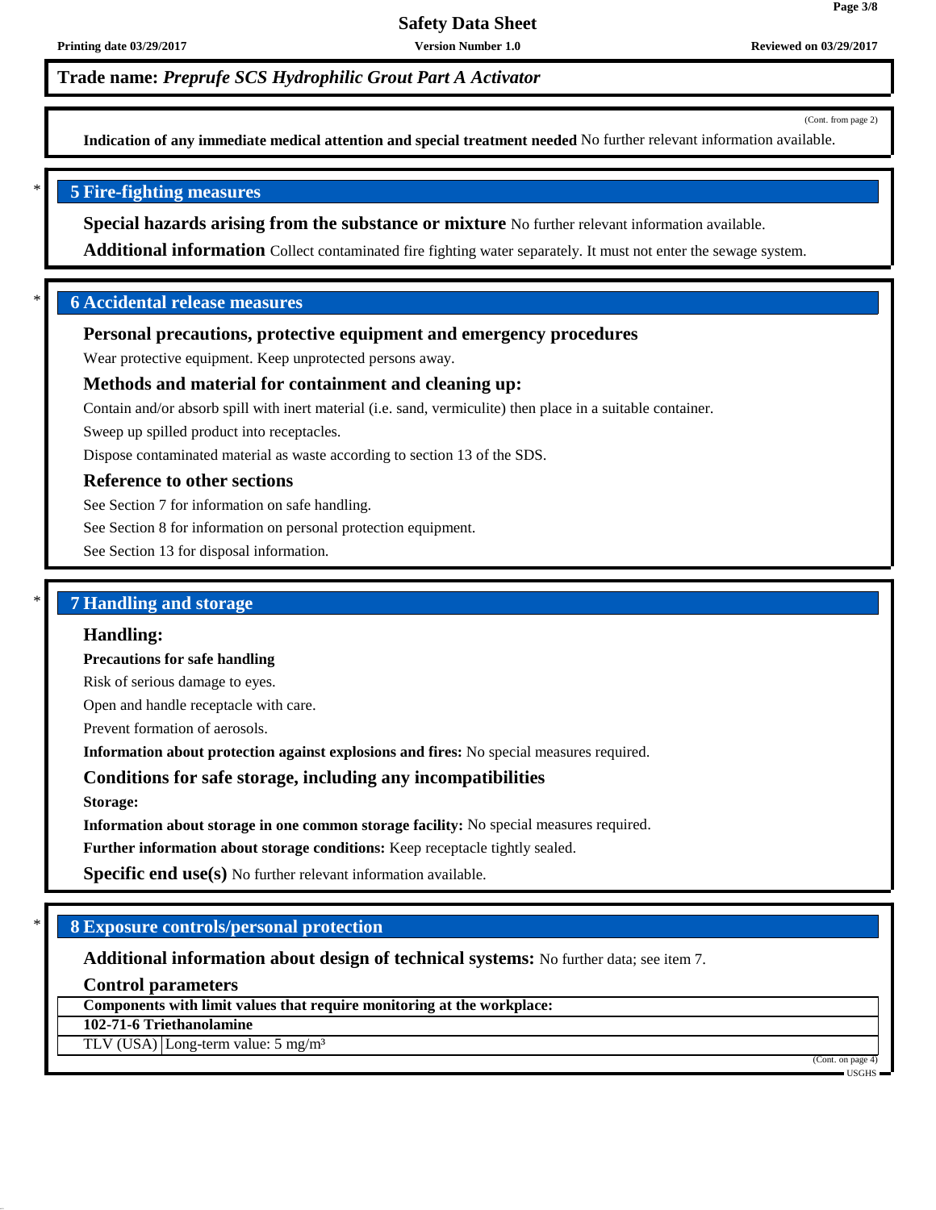**Trade name:** ***Preprufe SCS Hydrophilic Grout Part A Activator***

(Cont. from page 2)

**Indication of any immediate medical attention and special treatment needed** No further relevant information available.

## 5 Fire-fighting measures

**Special hazards arising from the substance or mixture** No further relevant information available.

**Additional information** Collect contaminated fire fighting water separately. It must not enter the sewage system.

## 6 Accidental release measures

### Personal precautions, protective equipment and emergency procedures

Wear protective equipment. Keep unprotected persons away.

### Methods and material for containment and cleaning up:

Contain and/or absorb spill with inert material (i.e. sand, vermiculite) then place in a suitable container.

Sweep up spilled product into receptacles.

Dispose contaminated material as waste according to section 13 of the SDS.

### Reference to other sections

See Section 7 for information on safe handling.

See Section 8 for information on personal protection equipment.

See Section 13 for disposal information.

## 7 Handling and storage

### Handling:

**Precautions for safe handling**

Risk of serious damage to eyes.

Open and handle receptacle with care.

Prevent formation of aerosols.

**Information about protection against explosions and fires:** No special measures required.

### Conditions for safe storage, including any incompatibilities

**Storage:**

**Information about storage in one common storage facility:** No special measures required.

**Further information about storage conditions:** Keep receptacle tightly sealed.

**Specific end use(s)** No further relevant information available.

## 8 Exposure controls/personal protection

**Additional information about design of technical systems:** No further data; see item 7.

### Control parameters

| Components with limit values that require monitoring at the workplace: | |
|---|---|
| **102-71-6 Triethanolamine** | |
| TLV (USA) | Long-term value: 5 mg/m³ |

(Cont. on page 4)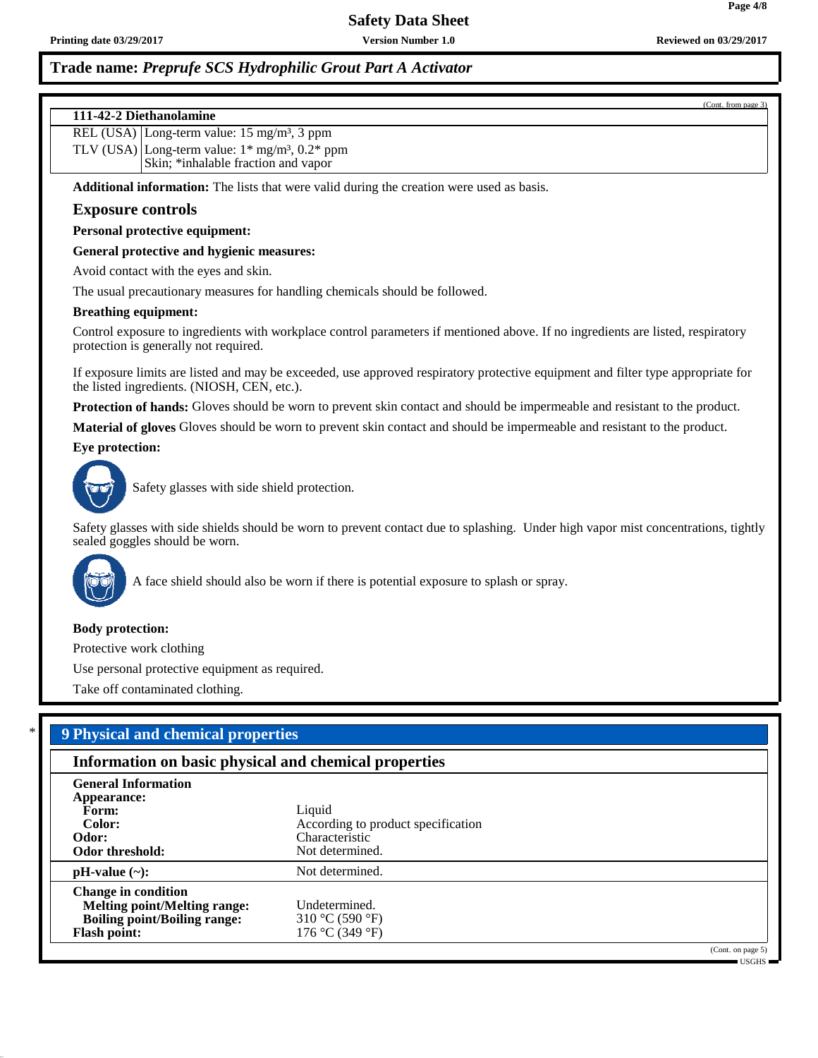**Trade name:** ***Preprufe SCS Hydrophilic Grout Part A Activator***

(Cont. from page 3)

| 111-42-2 Diethanolamine | |
|---|---|
| REL (USA) | Long-term value: 15 mg/m³, 3 ppm |
| TLV (USA) | Long-term value: 1* mg/m³, 0.2* ppm<br>Skin; *inhalable fraction and vapor |

**Additional information:** The lists that were valid during the creation were used as basis.

### Exposure controls

**Personal protective equipment:**

**General protective and hygienic measures:**

Avoid contact with the eyes and skin.

The usual precautionary measures for handling chemicals should be followed.

**Breathing equipment:**

Control exposure to ingredients with workplace control parameters if mentioned above. If no ingredients are listed, respiratory protection is generally not required.

If exposure limits are listed and may be exceeded, use approved respiratory protective equipment and filter type appropriate for the listed ingredients. (NIOSH, CEN, etc.).

**Protection of hands:** Gloves should be worn to prevent skin contact and should be impermeable and resistant to the product.

**Material of gloves** Gloves should be worn to prevent skin contact and should be impermeable and resistant to the product.

**Eye protection:**

Safety glasses with side shield protection.

Safety glasses with side shields should be worn to prevent contact due to splashing. Under high vapor mist concentrations, tightly sealed goggles should be worn.

A face shield should also be worn if there is potential exposure to splash or spray.

**Body protection:**

Protective work clothing

Use personal protective equipment as required.

Take off contaminated clothing.

## * 9 Physical and chemical properties

### Information on basic physical and chemical properties

| | |
|---|---|
| **General Information** | |
| **Appearance:** | |
| **Form:** | Liquid |
| **Color:** | According to product specification |
| **Odor:** | Characteristic |
| **Odor threshold:** | Not determined. |
| **pH-value (~):** | Not determined. |
| **Change in condition** | |
| **Melting point/Melting range:** | Undetermined. |
| **Boiling point/Boiling range:** | 310 °C (590 °F) |
| **Flash point:** | 176 °C (349 °F) |

(Cont. on page 5)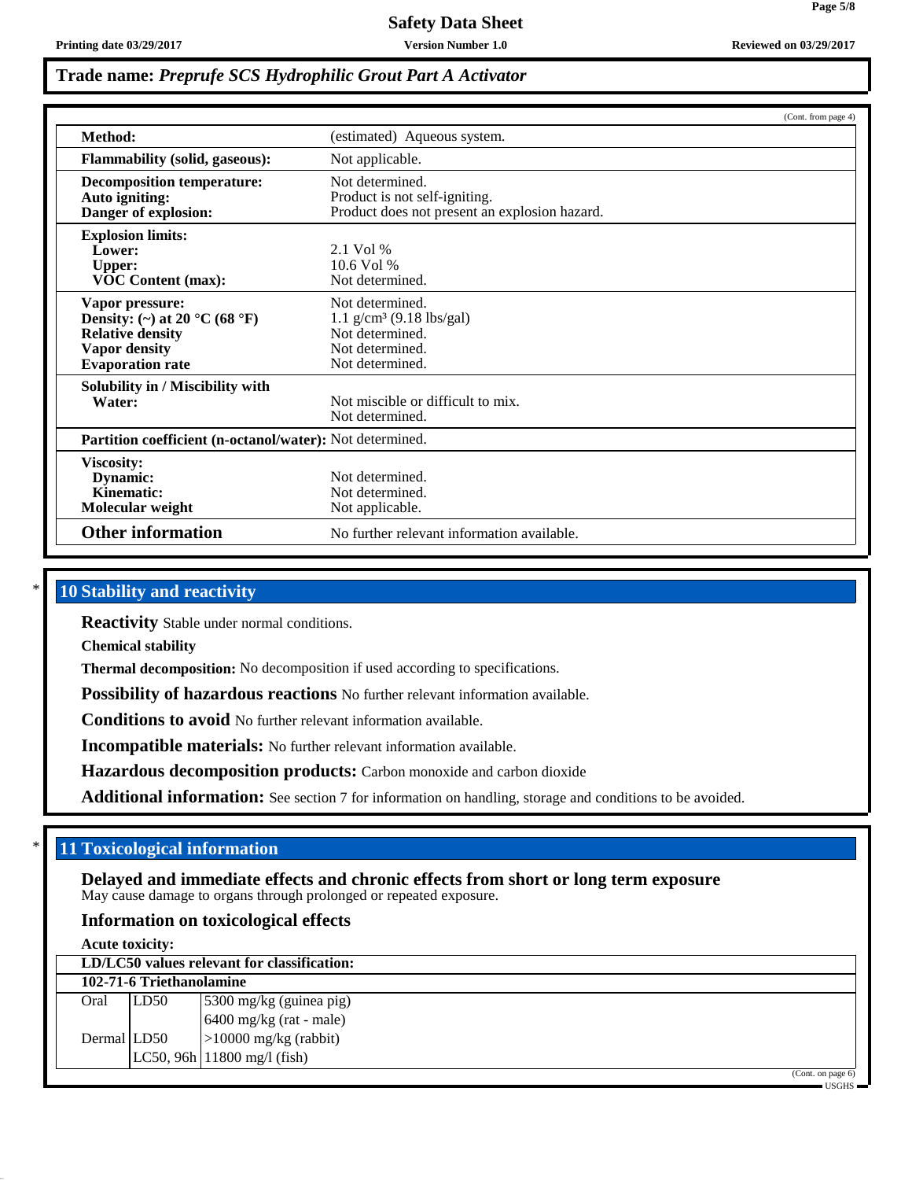## Trade name: *Preprufe SCS Hydrophilic Grout Part A Activator*

(Cont. from page 4)

| | |
|---|---|
| **Method:** | (estimated) Aqueous system. |
| **Flammability (solid, gaseous):** | Not applicable. |
| **Decomposition temperature:** | Not determined. |
| **Auto igniting:** | Product is not self-igniting. |
| **Danger of explosion:** | Product does not present an explosion hazard. |
| **Explosion limits:** | |
| **Lower:** | 2.1 Vol % |
| **Upper:** | 10.6 Vol % |
| **VOC Content (max):** | Not determined. |
| **Vapor pressure:** | Not determined. |
| **Density: (~) at 20 °C (68 °F)** | 1.1 g/cm³ (9.18 lbs/gal) |
| **Relative density** | Not determined. |
| **Vapor density** | Not determined. |
| **Evaporation rate** | Not determined. |
| **Solubility in / Miscibility with** | |
| **Water:** | Not miscible or difficult to mix. |
| | Not determined. |
| **Partition coefficient (n-octanol/water):** | Not determined. |
| **Viscosity:** | |
| **Dynamic:** | Not determined. |
| **Kinematic:** | Not determined. |
| **Molecular weight** | Not applicable. |
| **Other information** | No further relevant information available. |

## * 10 Stability and reactivity

**Reactivity** Stable under normal conditions.

**Chemical stability**

**Thermal decomposition:** No decomposition if used according to specifications.

**Possibility of hazardous reactions** No further relevant information available.

**Conditions to avoid** No further relevant information available.

**Incompatible materials:** No further relevant information available.

**Hazardous decomposition products:** Carbon monoxide and carbon dioxide

**Additional information:** See section 7 for information on handling, storage and conditions to be avoided.

## * 11 Toxicological information

### Delayed and immediate effects and chronic effects from short or long term exposure

May cause damage to organs through prolonged or repeated exposure.

### Information on toxicological effects

**Acute toxicity:**

| **LD/LC50 values relevant for classification:** | | |
|---|---|---|
| **102-71-6 Triethanolamine** | | |
| Oral | LD50 | 5300 mg/kg (guinea pig) |
| | | 6400 mg/kg (rat - male) |
| Dermal | LD50 | >10000 mg/kg (rabbit) |
| | LC50, 96h | 11800 mg/l (fish) |

(Cont. on page 6)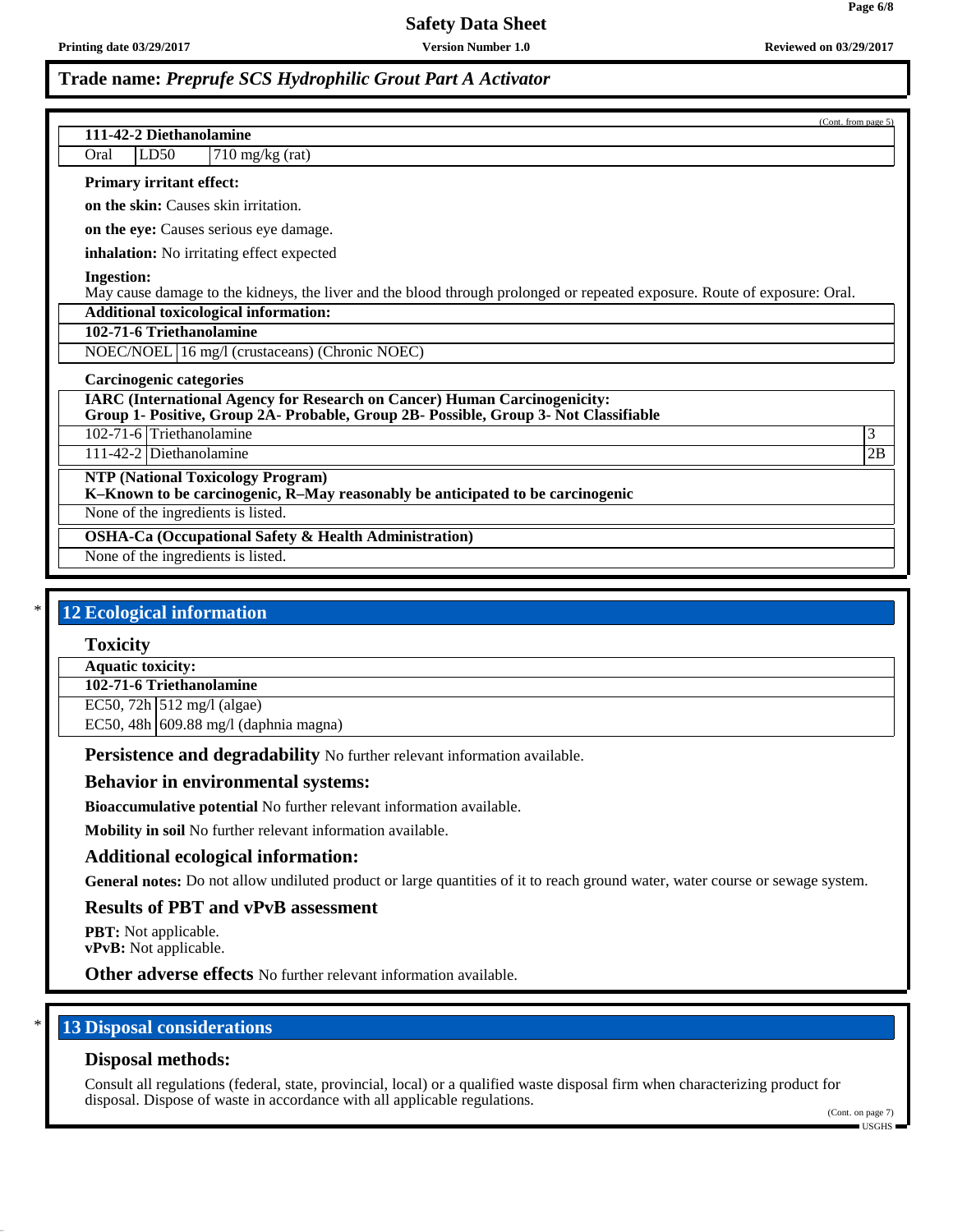Trade name: *Preprufe SCS Hydrophilic Grout Part A Activator*

(Cont. from page 5)

| 111-42-2 Diethanolamine | | |
|---|---|---|
| Oral | LD50 | 710 mg/kg (rat) |

**Primary irritant effect:**

**on the skin:** Causes skin irritation.

**on the eye:** Causes serious eye damage.

**inhalation:** No irritating effect expected

**Ingestion:**
May cause damage to the kidneys, the liver and the blood through prolonged or repeated exposure. Route of exposure: Oral.

**Additional toxicological information:**

| 102-71-6 Triethanolamine | |
|---|---|
| NOEC/NOEL | 16 mg/l (crustaceans) (Chronic NOEC) |

**Carcinogenic categories**

| IARC (International Agency for Research on Cancer) Human Carcinogenicity: Group 1- Positive, Group 2A- Probable, Group 2B- Possible, Group 3- Not Classifiable | | |
|---|---|---|
| 102-71-6 | Triethanolamine | 3 |
| 111-42-2 | Diethanolamine | 2B |

**NTP (National Toxicology Program)**
**K–Known to be carcinogenic, R–May reasonably be anticipated to be carcinogenic**

None of the ingredients is listed.

**OSHA-Ca (Occupational Safety & Health Administration)**

None of the ingredients is listed.

## * 12 Ecological information

### Toxicity

| Aquatic toxicity: | |
|---|---|
| **102-71-6 Triethanolamine** | |
| EC50, 72h | 512 mg/l (algae) |
| EC50, 48h | 609.88 mg/l (daphnia magna) |

**Persistence and degradability** No further relevant information available.

### Behavior in environmental systems:

**Bioaccumulative potential** No further relevant information available.

**Mobility in soil** No further relevant information available.

### Additional ecological information:

**General notes:** Do not allow undiluted product or large quantities of it to reach ground water, water course or sewage system.

### Results of PBT and vPvB assessment

**PBT:** Not applicable.
**vPvB:** Not applicable.

**Other adverse effects** No further relevant information available.

## * 13 Disposal considerations

### Disposal methods:

Consult all regulations (federal, state, provincial, local) or a qualified waste disposal firm when characterizing product for disposal. Dispose of waste in accordance with all applicable regulations.

(Cont. on page 7)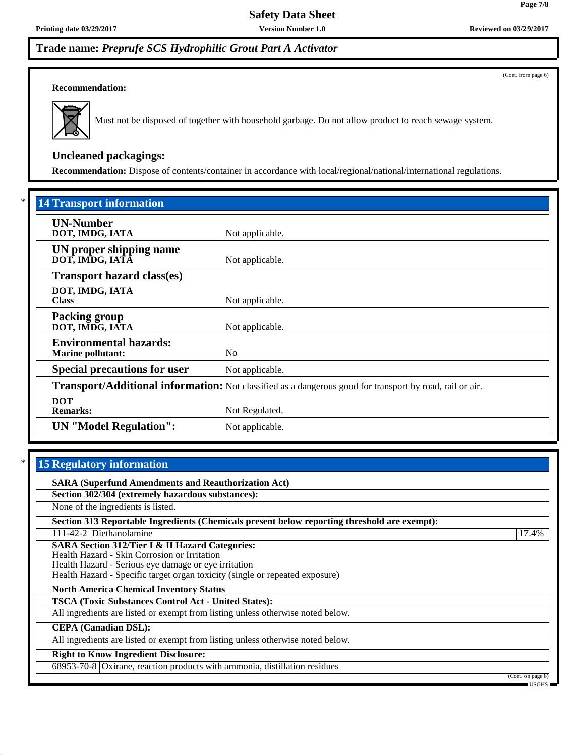**Trade name:** ***Preprufe SCS Hydrophilic Grout Part A Activator***

(Cont. from page 6)

**Recommendation:**

Must not be disposed of together with household garbage. Do not allow product to reach sewage system.

### Uncleaned packagings:

**Recommendation:** Dispose of contents/container in accordance with local/regional/national/international regulations.

## 14 Transport information

| | |
|---|---|
| **UN-Number**<br>**DOT, IMDG, IATA** | Not applicable. |
| **UN proper shipping name**<br>**DOT, IMDG, IATA** | Not applicable. |
| **Transport hazard class(es)**<br>**DOT, IMDG, IATA**<br>**Class** | Not applicable. |
| **Packing group**<br>**DOT, IMDG, IATA** | Not applicable. |
| **Environmental hazards:**<br>**Marine pollutant:** | No |
| **Special precautions for user** | Not applicable. |
| **Transport/Additional information:** | Not classified as a dangerous good for transport by road, rail or air. |
| **DOT**<br>**Remarks:** | Not Regulated. |
| **UN "Model Regulation":** | Not applicable. |

## 15 Regulatory information

**SARA (Superfund Amendments and Reauthorization Act)**

**Section 302/304 (extremely hazardous substances):**

None of the ingredients is listed.

**Section 313 Reportable Ingredients (Chemicals present below reporting threshold are exempt):**

| | | |
|---|---|---|
| 111-42-2 | Diethanolamine | 17.4% |

**SARA Section 312/Tier I & II Hazard Categories:**
Health Hazard - Skin Corrosion or Irritation
Health Hazard - Serious eye damage or eye irritation
Health Hazard - Specific target organ toxicity (single or repeated exposure)

**North America Chemical Inventory Status**

**TSCA (Toxic Substances Control Act - United States):**

All ingredients are listed or exempt from listing unless otherwise noted below.

**CEPA (Canadian DSL):**

All ingredients are listed or exempt from listing unless otherwise noted below.

**Right to Know Ingredient Disclosure:**

| | |
|---|---|
| 68953-70-8 | Oxirane, reaction products with ammonia, distillation residues |

(Cont. on page 8)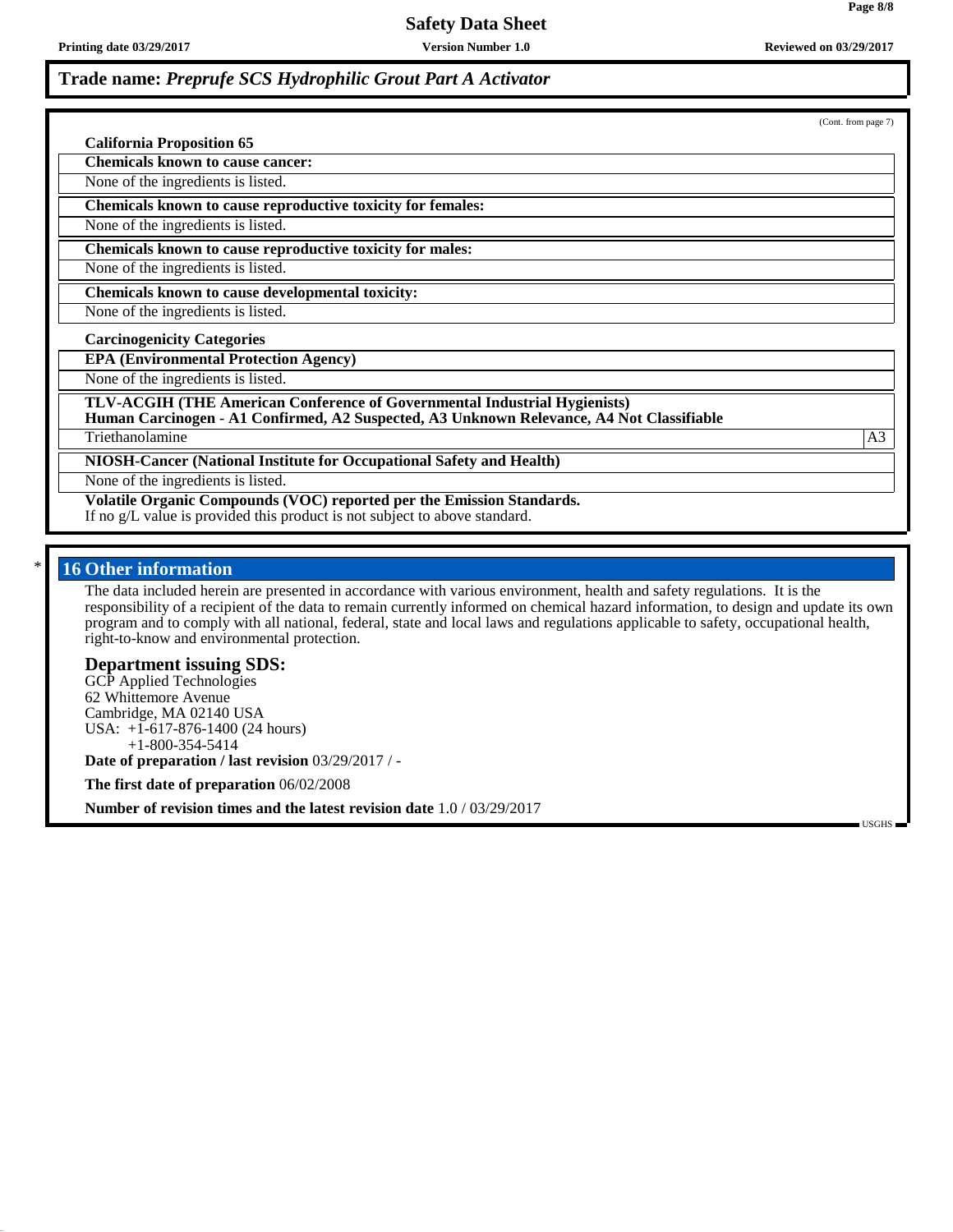**Trade name: *Preprufe SCS Hydrophilic Grout Part A Activator***

(Cont. from page 7)

**California Proposition 65**

**Chemicals known to cause cancer:**

None of the ingredients is listed.

**Chemicals known to cause reproductive toxicity for females:**

None of the ingredients is listed.

**Chemicals known to cause reproductive toxicity for males:**

None of the ingredients is listed.

**Chemicals known to cause developmental toxicity:**

None of the ingredients is listed.

**Carcinogenicity Categories**

**EPA (Environmental Protection Agency)**

None of the ingredients is listed.

**TLV-ACGIH (THE American Conference of Governmental Industrial Hygienists)**
**Human Carcinogen - A1 Confirmed, A2 Suspected, A3 Unknown Relevance, A4 Not Classifiable**

| Triethanolamine | A3 |
|---|---|

**NIOSH-Cancer (National Institute for Occupational Safety and Health)**

None of the ingredients is listed.

**Volatile Organic Compounds (VOC) reported per the Emission Standards.**
If no g/L value is provided this product is not subject to above standard.

## * 16 Other information

The data included herein are presented in accordance with various environment, health and safety regulations. It is the responsibility of a recipient of the data to remain currently informed on chemical hazard information, to design and update its own program and to comply with all national, federal, state and local laws and regulations applicable to safety, occupational health, right-to-know and environmental protection.

### Department issuing SDS:

GCP Applied Technologies
62 Whittemore Avenue
Cambridge, MA 02140 USA
USA: +1-617-876-1400 (24 hours)
+1-800-354-5414

**Date of preparation / last revision** 03/29/2017 / -

**The first date of preparation** 06/02/2008

**Number of revision times and the latest revision date** 1.0 / 03/29/2017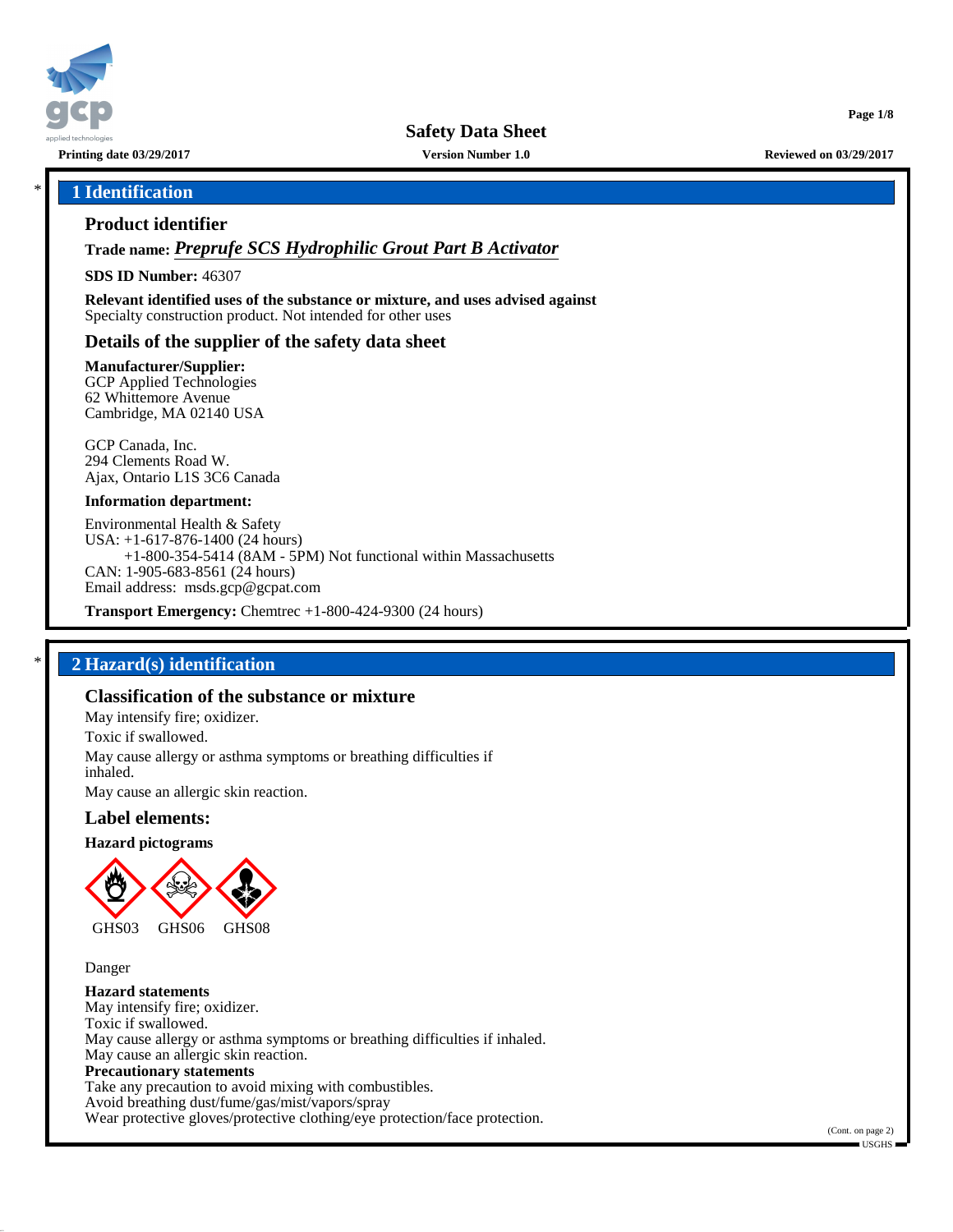# Safety Data Sheet

**Printing date 03/29/2017** **Version Number 1.0** **Reviewed on 03/29/2017**

## * 1 Identification

### Product identifier

**Trade name:** ***Preprufe SCS Hydrophilic Grout Part B Activator***

**SDS ID Number:** 46307

**Relevant identified uses of the substance or mixture, and uses advised against**
Specialty construction product. Not intended for other uses

### Details of the supplier of the safety data sheet

**Manufacturer/Supplier:**
GCP Applied Technologies
62 Whittemore Avenue
Cambridge, MA 02140 USA

GCP Canada, Inc.
294 Clements Road W.
Ajax, Ontario L1S 3C6 Canada

**Information department:**

Environmental Health & Safety
USA: +1-617-876-1400 (24 hours)
+1-800-354-5414 (8AM - 5PM) Not functional within Massachusetts
CAN: 1-905-683-8561 (24 hours)
Email address: msds.gcp@gcpat.com

**Transport Emergency:** Chemtrec +1-800-424-9300 (24 hours)

## * 2 Hazard(s) identification

### Classification of the substance or mixture

May intensify fire; oxidizer.

Toxic if swallowed.

May cause allergy or asthma symptoms or breathing difficulties if inhaled.

May cause an allergic skin reaction.

### Label elements:

**Hazard pictograms**

GHS03 GHS06 GHS08

Danger

**Hazard statements**
May intensify fire; oxidizer.
Toxic if swallowed.
May cause allergy or asthma symptoms or breathing difficulties if inhaled.
May cause an allergic skin reaction.
**Precautionary statements**
Take any precaution to avoid mixing with combustibles.
Avoid breathing dust/fume/gas/mist/vapors/spray
Wear protective gloves/protective clothing/eye protection/face protection.

(Cont. on page 2)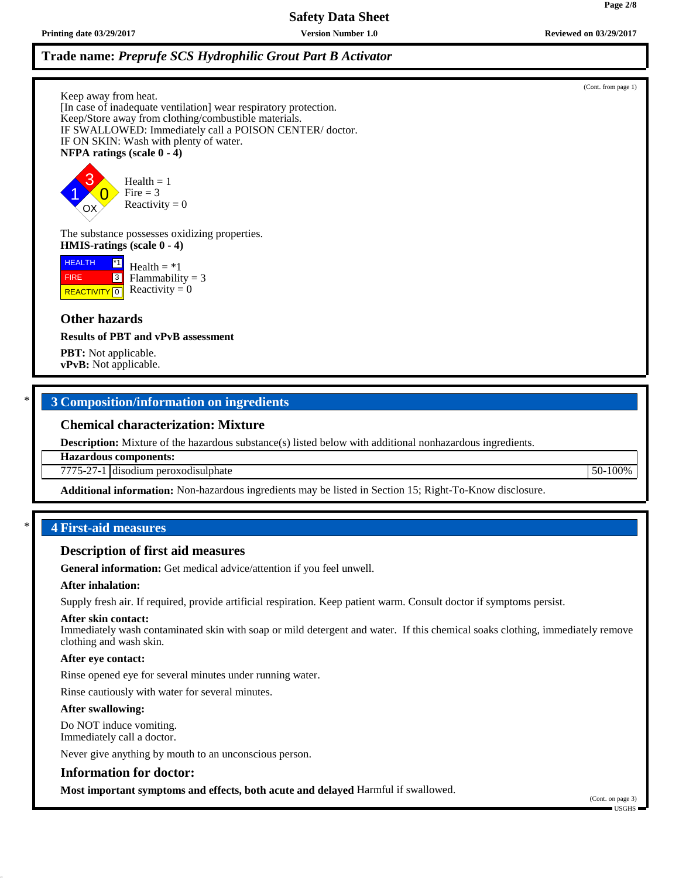**Trade name: *Preprufe SCS Hydrophilic Grout Part B Activator***

(Cont. from page 1)

Keep away from heat.
[In case of inadequate ventilation] wear respiratory protection.
Keep/Store away from clothing/combustible materials.
IF SWALLOWED: Immediately call a POISON CENTER/ doctor.
IF ON SKIN: Wash with plenty of water.

**NFPA ratings (scale 0 - 4)**

Health = 1
Fire = 3
Reactivity = 0

The substance possesses oxidizing properties.

**HMIS-ratings (scale 0 - 4)**

| | |
|---|---|
| HEALTH | *1 |
| FIRE | 3 |
| REACTIVITY | 0 |

Health = *1
Flammability = 3
Reactivity = 0

### Other hazards

**Results of PBT and vPvB assessment**

**PBT:** Not applicable.
**vPvB:** Not applicable.

## * 3 Composition/information on ingredients

### Chemical characterization: Mixture

**Description:** Mixture of the hazardous substance(s) listed below with additional nonhazardous ingredients.

| **Hazardous components:** | | |
|---|---|---|
| 7775-27-1 | disodium peroxodisulphate | 50-100% |

**Additional information:** Non-hazardous ingredients may be listed in Section 15; Right-To-Know disclosure.

## * 4 First-aid measures

### Description of first aid measures

**General information:** Get medical advice/attention if you feel unwell.

**After inhalation:**

Supply fresh air. If required, provide artificial respiration. Keep patient warm. Consult doctor if symptoms persist.

**After skin contact:**
Immediately wash contaminated skin with soap or mild detergent and water. If this chemical soaks clothing, immediately remove clothing and wash skin.

**After eye contact:**

Rinse opened eye for several minutes under running water.

Rinse cautiously with water for several minutes.

**After swallowing:**

Do NOT induce vomiting.
Immediately call a doctor.

Never give anything by mouth to an unconscious person.

### Information for doctor:

**Most important symptoms and effects, both acute and delayed** Harmful if swallowed.

(Cont. on page 3)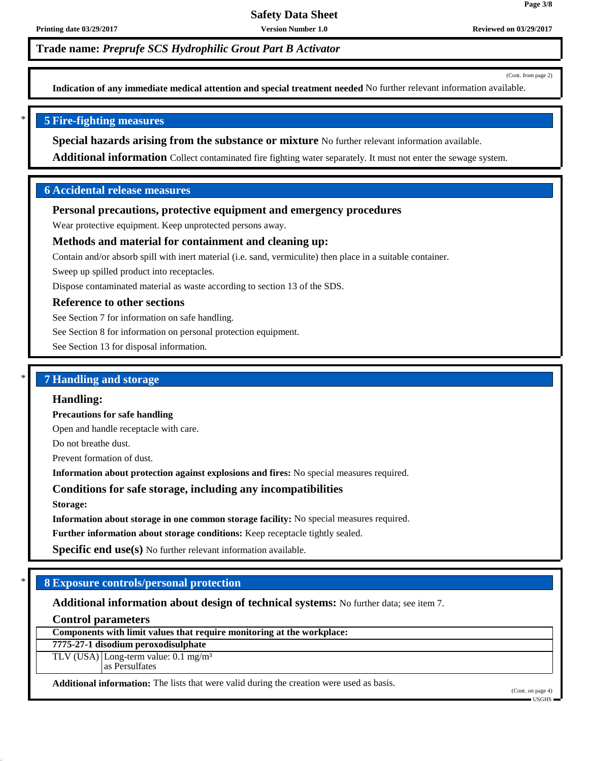**Trade name:** ***Preprufe SCS Hydrophilic Grout Part B Activator***

(Cont. from page 2)

**Indication of any immediate medical attention and special treatment needed** No further relevant information available.

## * 5 Fire-fighting measures

**Special hazards arising from the substance or mixture** No further relevant information available.

**Additional information** Collect contaminated fire fighting water separately. It must not enter the sewage system.

## 6 Accidental release measures

### Personal precautions, protective equipment and emergency procedures

Wear protective equipment. Keep unprotected persons away.

### Methods and material for containment and cleaning up:

Contain and/or absorb spill with inert material (i.e. sand, vermiculite) then place in a suitable container.

Sweep up spilled product into receptacles.

Dispose contaminated material as waste according to section 13 of the SDS.

### Reference to other sections

See Section 7 for information on safe handling.

See Section 8 for information on personal protection equipment.

See Section 13 for disposal information.

## * 7 Handling and storage

### Handling:

**Precautions for safe handling**

Open and handle receptacle with care.

Do not breathe dust.

Prevent formation of dust.

**Information about protection against explosions and fires:** No special measures required.

### Conditions for safe storage, including any incompatibilities

**Storage:**

**Information about storage in one common storage facility:** No special measures required.

**Further information about storage conditions:** Keep receptacle tightly sealed.

**Specific end use(s)** No further relevant information available.

## * 8 Exposure controls/personal protection

**Additional information about design of technical systems:** No further data; see item 7.

### Control parameters

| Components with limit values that require monitoring at the workplace: | |
|---|---|
| **7775-27-1 disodium peroxodisulphate** | |
| TLV (USA) | Long-term value: 0.1 mg/m³<br>as Persulfates |

**Additional information:** The lists that were valid during the creation were used as basis.

(Cont. on page 4)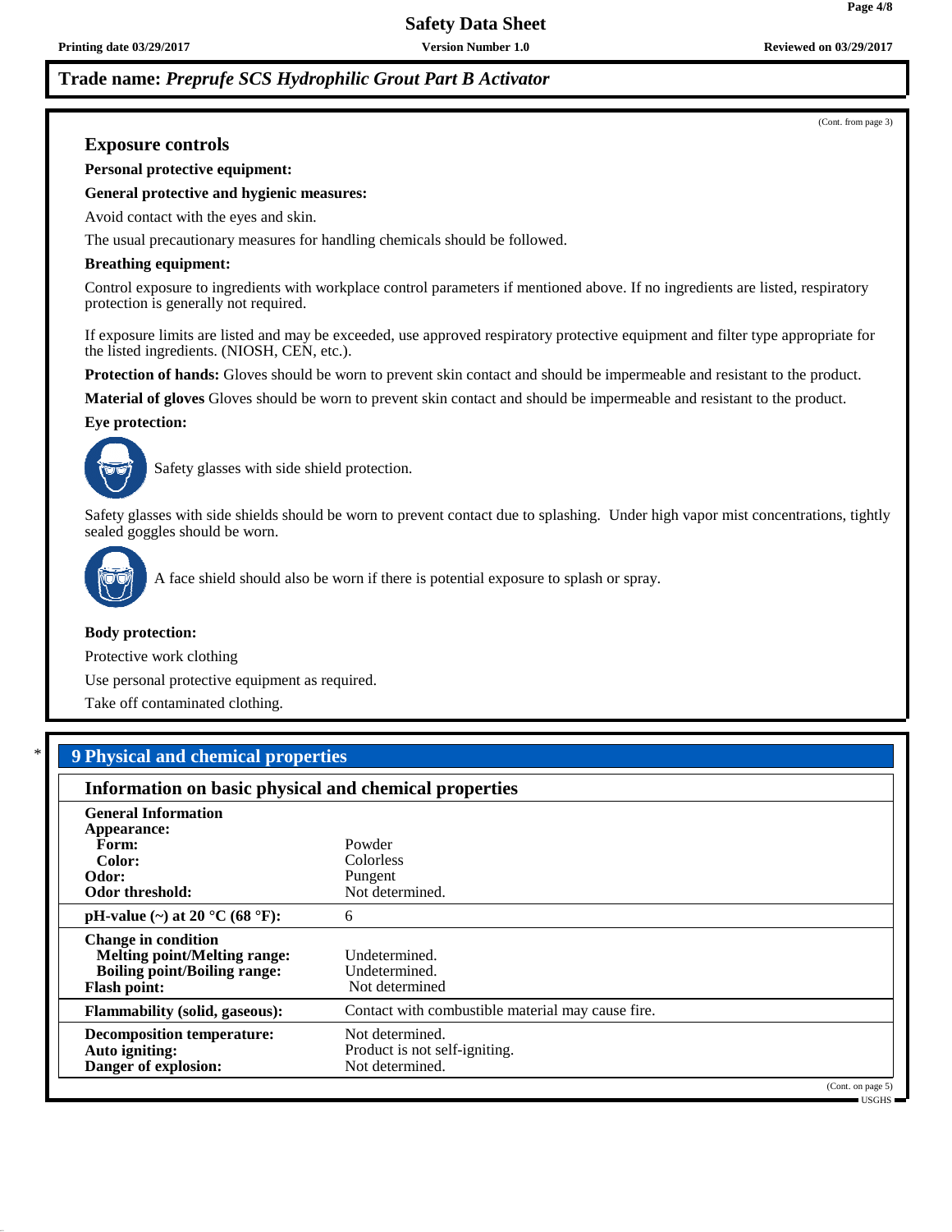**Trade name: *Preprufe SCS Hydrophilic Grout Part B Activator***

(Cont. from page 3)

### Exposure controls

**Personal protective equipment:**

**General protective and hygienic measures:**

Avoid contact with the eyes and skin.

The usual precautionary measures for handling chemicals should be followed.

**Breathing equipment:**

Control exposure to ingredients with workplace control parameters if mentioned above. If no ingredients are listed, respiratory protection is generally not required.

If exposure limits are listed and may be exceeded, use approved respiratory protective equipment and filter type appropriate for the listed ingredients. (NIOSH, CEN, etc.).

**Protection of hands:** Gloves should be worn to prevent skin contact and should be impermeable and resistant to the product.

**Material of gloves** Gloves should be worn to prevent skin contact and should be impermeable and resistant to the product.

**Eye protection:**

Safety glasses with side shield protection.

Safety glasses with side shields should be worn to prevent contact due to splashing. Under high vapor mist concentrations, tightly sealed goggles should be worn.

A face shield should also be worn if there is potential exposure to splash or spray.

**Body protection:**

Protective work clothing

Use personal protective equipment as required.

Take off contaminated clothing.

## * 9 Physical and chemical properties

### Information on basic physical and chemical properties

| | |
|---|---|
| **General Information** | |
| **Appearance:** | |
| **Form:** | Powder |
| **Color:** | Colorless |
| **Odor:** | Pungent |
| **Odor threshold:** | Not determined. |
| **pH-value (~) at 20 °C (68 °F):** | 6 |
| **Change in condition** | |
| **Melting point/Melting range:** | Undetermined. |
| **Boiling point/Boiling range:** | Undetermined. |
| **Flash point:** | Not determined |
| **Flammability (solid, gaseous):** | Contact with combustible material may cause fire. |
| **Decomposition temperature:** | Not determined. |
| **Auto igniting:** | Product is not self-igniting. |
| **Danger of explosion:** | Not determined. |

(Cont. on page 5)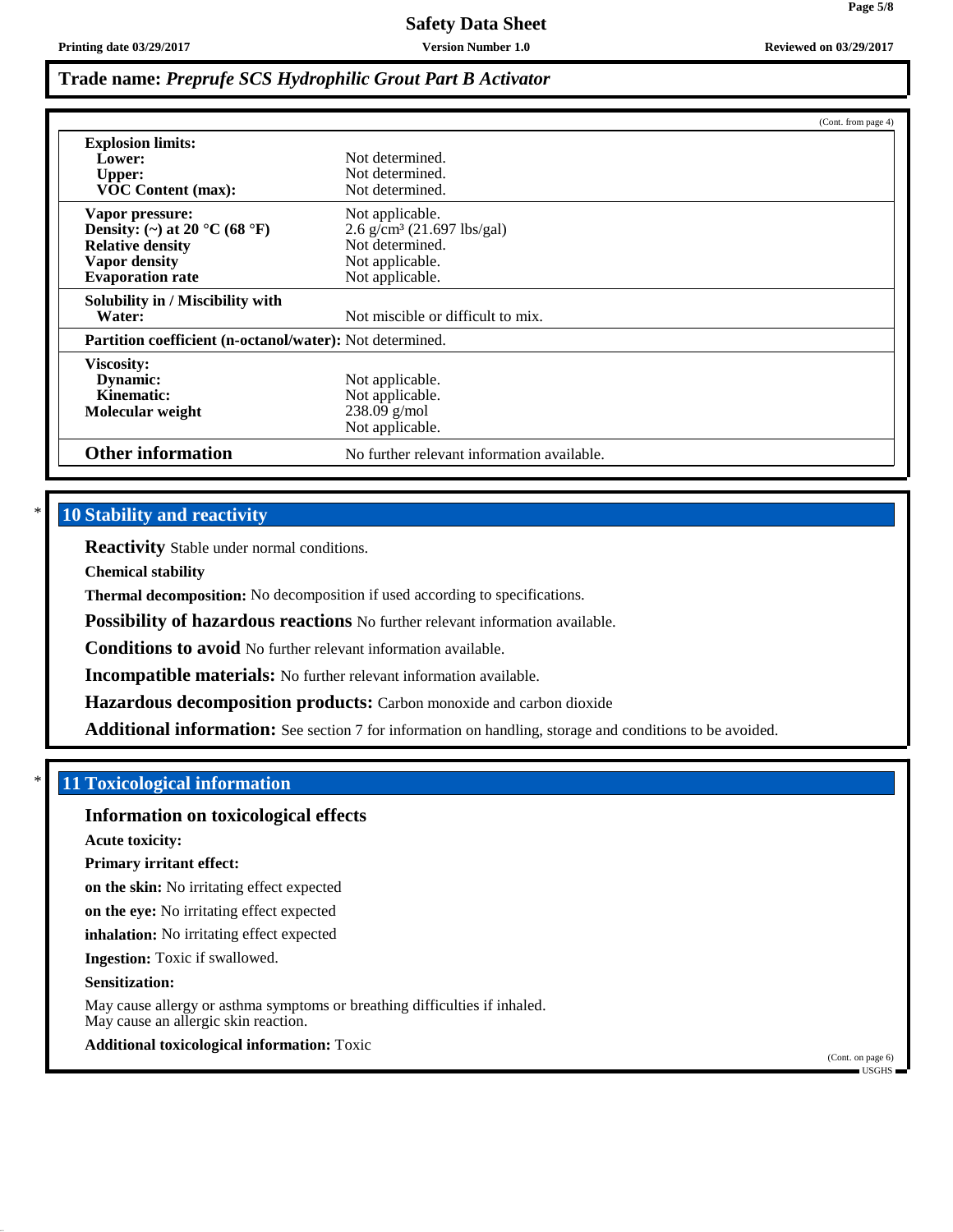## Trade name: *Preprufe SCS Hydrophilic Grout Part B Activator*

(Cont. from page 4)

| | |
|---|---|
| **Explosion limits:** | |
| **Lower:** | Not determined. |
| **Upper:** | Not determined. |
| **VOC Content (max):** | Not determined. |
| **Vapor pressure:** | Not applicable. |
| **Density: (~) at 20 °C (68 °F)** | 2.6 g/cm³ (21.697 lbs/gal) |
| **Relative density** | Not determined. |
| **Vapor density** | Not applicable. |
| **Evaporation rate** | Not applicable. |
| **Solubility in / Miscibility with** | |
| **Water:** | Not miscible or difficult to mix. |
| **Partition coefficient (n-octanol/water):** | Not determined. |
| **Viscosity:** | |
| **Dynamic:** | Not applicable. |
| **Kinematic:** | Not applicable. |
| **Molecular weight** | 238.09 g/mol |
| | Not applicable. |
| **Other information** | No further relevant information available. |

## * 10 Stability and reactivity

**Reactivity** Stable under normal conditions.

**Chemical stability**

**Thermal decomposition:** No decomposition if used according to specifications.

**Possibility of hazardous reactions** No further relevant information available.

**Conditions to avoid** No further relevant information available.

**Incompatible materials:** No further relevant information available.

**Hazardous decomposition products:** Carbon monoxide and carbon dioxide

**Additional information:** See section 7 for information on handling, storage and conditions to be avoided.

## * 11 Toxicological information

### Information on toxicological effects

**Acute toxicity:**

**Primary irritant effect:**

**on the skin:** No irritating effect expected

**on the eye:** No irritating effect expected

**inhalation:** No irritating effect expected

**Ingestion:** Toxic if swallowed.

**Sensitization:**

May cause allergy or asthma symptoms or breathing difficulties if inhaled.
May cause an allergic skin reaction.

**Additional toxicological information:** Toxic

(Cont. on page 6)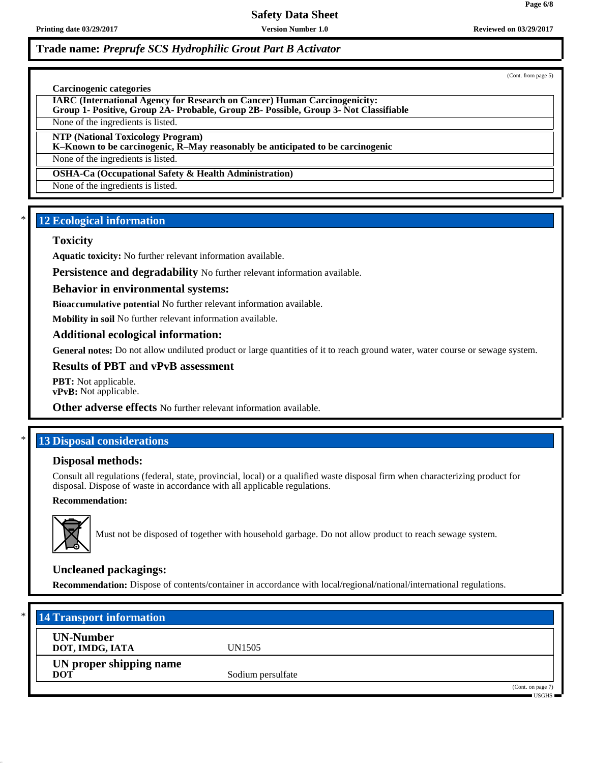(Cont. from page 5)

**Carcinogenic categories**

| IARC (International Agency for Research on Cancer) Human Carcinogenicity: Group 1- Positive, Group 2A- Probable, Group 2B- Possible, Group 3- Not Classifiable |
|---|
| None of the ingredients is listed. |

| NTP (National Toxicology Program) K–Known to be carcinogenic, R–May reasonably be anticipated to be carcinogenic |
|---|
| None of the ingredients is listed. |

| OSHA-Ca (Occupational Safety & Health Administration) |
|---|
| None of the ingredients is listed. |

## * 12 Ecological information

### Toxicity

**Aquatic toxicity:** No further relevant information available.

**Persistence and degradability** No further relevant information available.

### Behavior in environmental systems:

**Bioaccumulative potential** No further relevant information available.

**Mobility in soil** No further relevant information available.

### Additional ecological information:

**General notes:** Do not allow undiluted product or large quantities of it to reach ground water, water course or sewage system.

### Results of PBT and vPvB assessment

**PBT:** Not applicable.
**vPvB:** Not applicable.

**Other adverse effects** No further relevant information available.

## * 13 Disposal considerations

### Disposal methods:

Consult all regulations (federal, state, provincial, local) or a qualified waste disposal firm when characterizing product for disposal. Dispose of waste in accordance with all applicable regulations.

**Recommendation:**

Must not be disposed of together with household garbage. Do not allow product to reach sewage system.

### Uncleaned packagings:

**Recommendation:** Dispose of contents/container in accordance with local/regional/national/international regulations.

## * 14 Transport information

| | |
|---|---|
| **UN-Number** **DOT, IMDG, IATA** | UN1505 |
| **UN proper shipping name** **DOT** | Sodium persulfate |

(Cont. on page 7)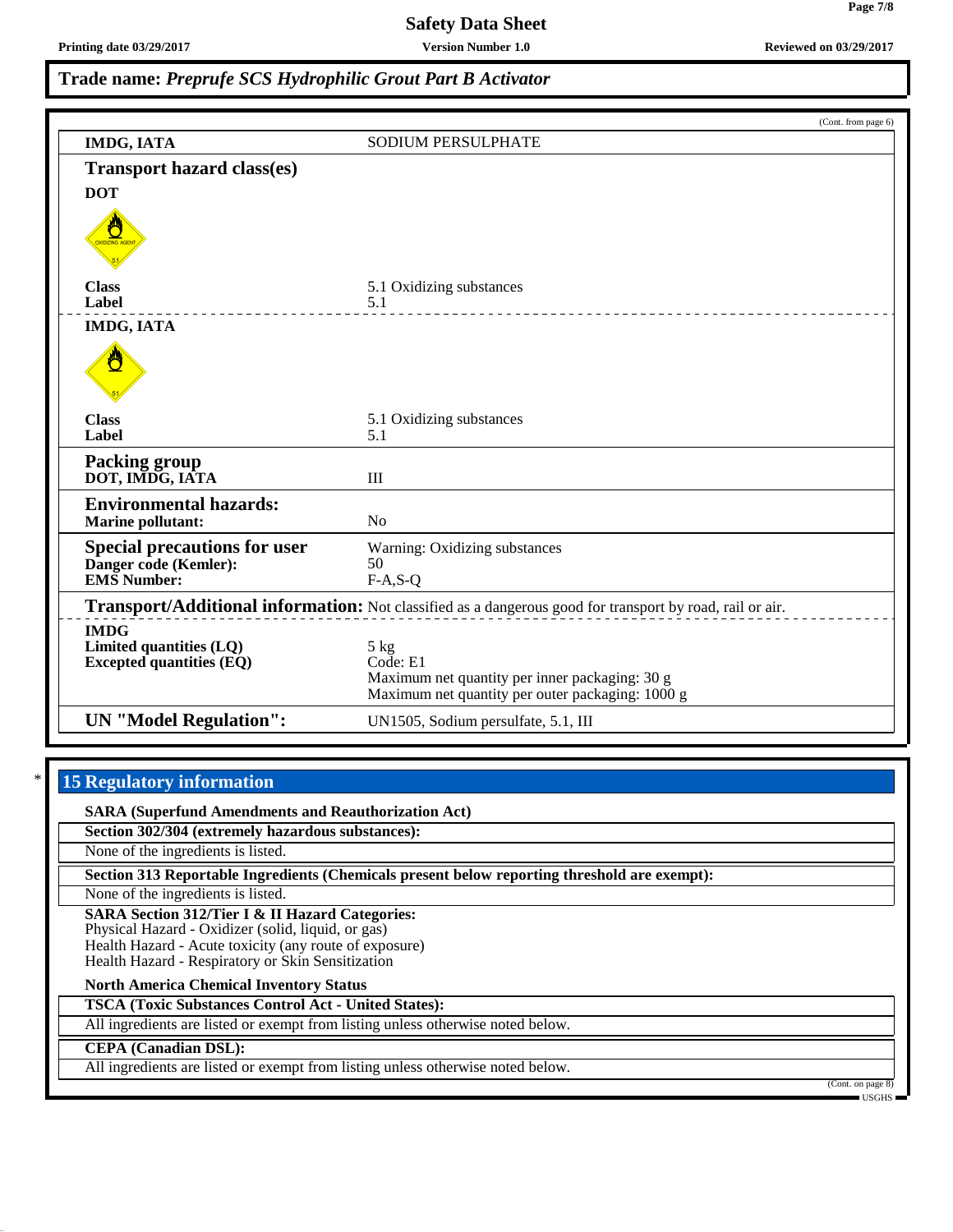## Trade name: *Preprufe SCS Hydrophilic Grout Part B Activator*

(Cont. from page 6)

| | |
|---|---|
| **IMDG, IATA** | SODIUM PERSULPHATE |

### Transport hazard class(es)

**DOT**

| | |
|---|---|
| **Class** | 5.1 Oxidizing substances |
| **Label** | 5.1 |

**IMDG, IATA**

| | |
|---|---|
| **Class** | 5.1 Oxidizing substances |
| **Label** | 5.1 |

### Packing group

| | |
|---|---|
| **DOT, IMDG, IATA** | III |

### Environmental hazards:

| | |
|---|---|
| **Marine pollutant:** | No |

### Special precautions for user

| | |
|---|---|
| | Warning: Oxidizing substances |
| **Danger code (Kemler):** | 50 |
| **EMS Number:** | F-A,S-Q |

**Transport/Additional information:** Not classified as a dangerous good for transport by road, rail or air.

**IMDG**

| | |
|---|---|
| **Limited quantities (LQ)** | 5 kg |
| **Excepted quantities (EQ)** | Code: E1<br>Maximum net quantity per inner packaging: 30 g<br>Maximum net quantity per outer packaging: 1000 g |

| | |
|---|---|
| **UN "Model Regulation":** | UN1505, Sodium persulfate, 5.1, III |

## * 15 Regulatory information

**SARA (Superfund Amendments and Reauthorization Act)**

**Section 302/304 (extremely hazardous substances):**

None of the ingredients is listed.

**Section 313 Reportable Ingredients (Chemicals present below reporting threshold are exempt):**

None of the ingredients is listed.

**SARA Section 312/Tier I & II Hazard Categories:**

Physical Hazard - Oxidizer (solid, liquid, or gas)
Health Hazard - Acute toxicity (any route of exposure)
Health Hazard - Respiratory or Skin Sensitization

**North America Chemical Inventory Status**

**TSCA (Toxic Substances Control Act - United States):**

All ingredients are listed or exempt from listing unless otherwise noted below.

**CEPA (Canadian DSL):**

All ingredients are listed or exempt from listing unless otherwise noted below.

(Cont. on page 8)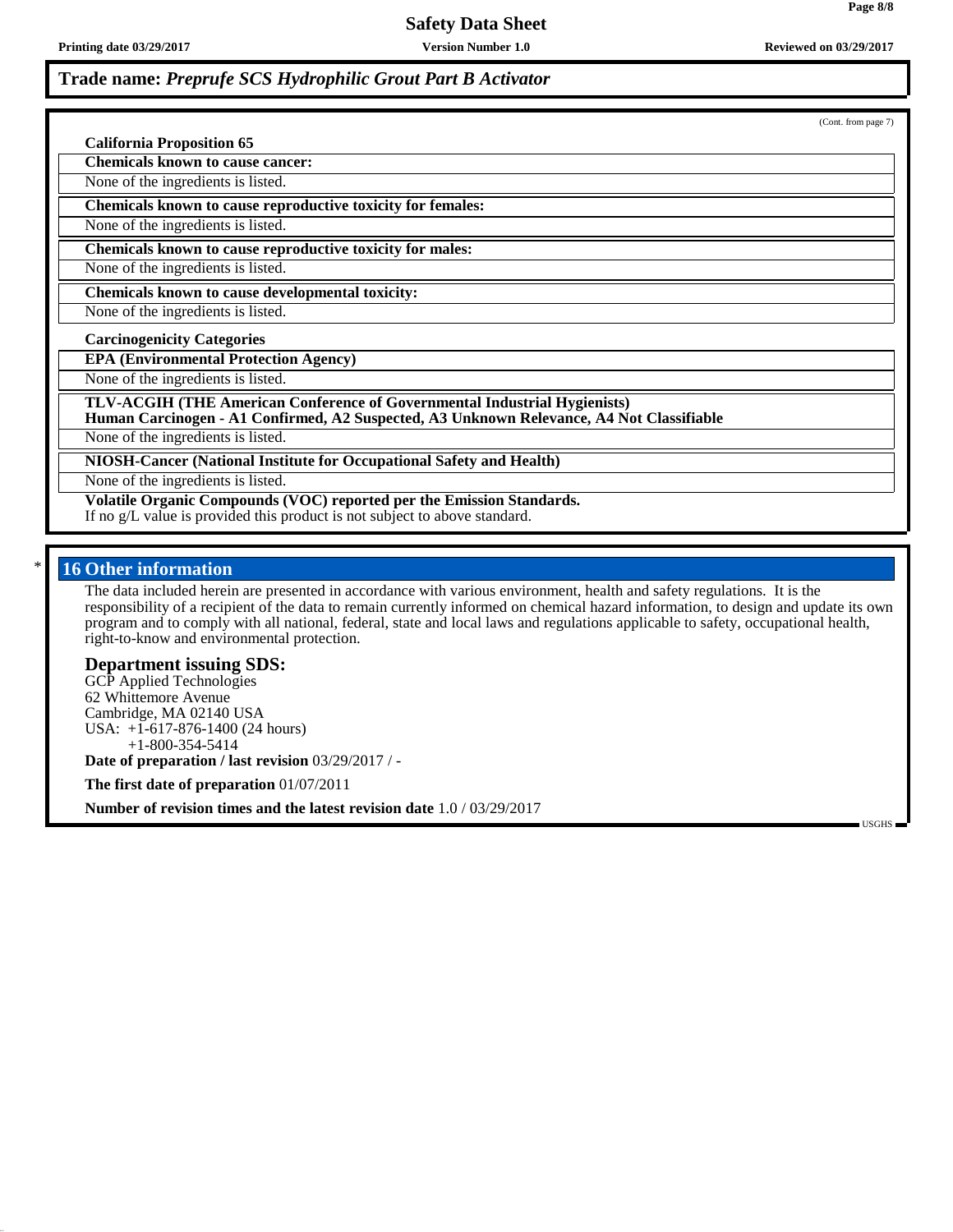**Trade name:** ***Preprufe SCS Hydrophilic Grout Part B Activator***

(Cont. from page 7)

**California Proposition 65**

**Chemicals known to cause cancer:**

None of the ingredients is listed.

**Chemicals known to cause reproductive toxicity for females:**

None of the ingredients is listed.

**Chemicals known to cause reproductive toxicity for males:**

None of the ingredients is listed.

**Chemicals known to cause developmental toxicity:**

None of the ingredients is listed.

**Carcinogenicity Categories**

**EPA (Environmental Protection Agency)**

None of the ingredients is listed.

**TLV-ACGIH (THE American Conference of Governmental Industrial Hygienists)**
**Human Carcinogen - A1 Confirmed, A2 Suspected, A3 Unknown Relevance, A4 Not Classifiable**

None of the ingredients is listed.

**NIOSH-Cancer (National Institute for Occupational Safety and Health)**

None of the ingredients is listed.

**Volatile Organic Compounds (VOC) reported per the Emission Standards.**
If no g/L value is provided this product is not subject to above standard.

## * 16 Other information

The data included herein are presented in accordance with various environment, health and safety regulations. It is the responsibility of a recipient of the data to remain currently informed on chemical hazard information, to design and update its own program and to comply with all national, federal, state and local laws and regulations applicable to safety, occupational health, right-to-know and environmental protection.

### Department issuing SDS:

GCP Applied Technologies
62 Whittemore Avenue
Cambridge, MA 02140 USA
USA: +1-617-876-1400 (24 hours)
+1-800-354-5414

**Date of preparation / last revision** 03/29/2017 / -

**The first date of preparation** 01/07/2011

**Number of revision times and the latest revision date** 1.0 / 03/29/2017